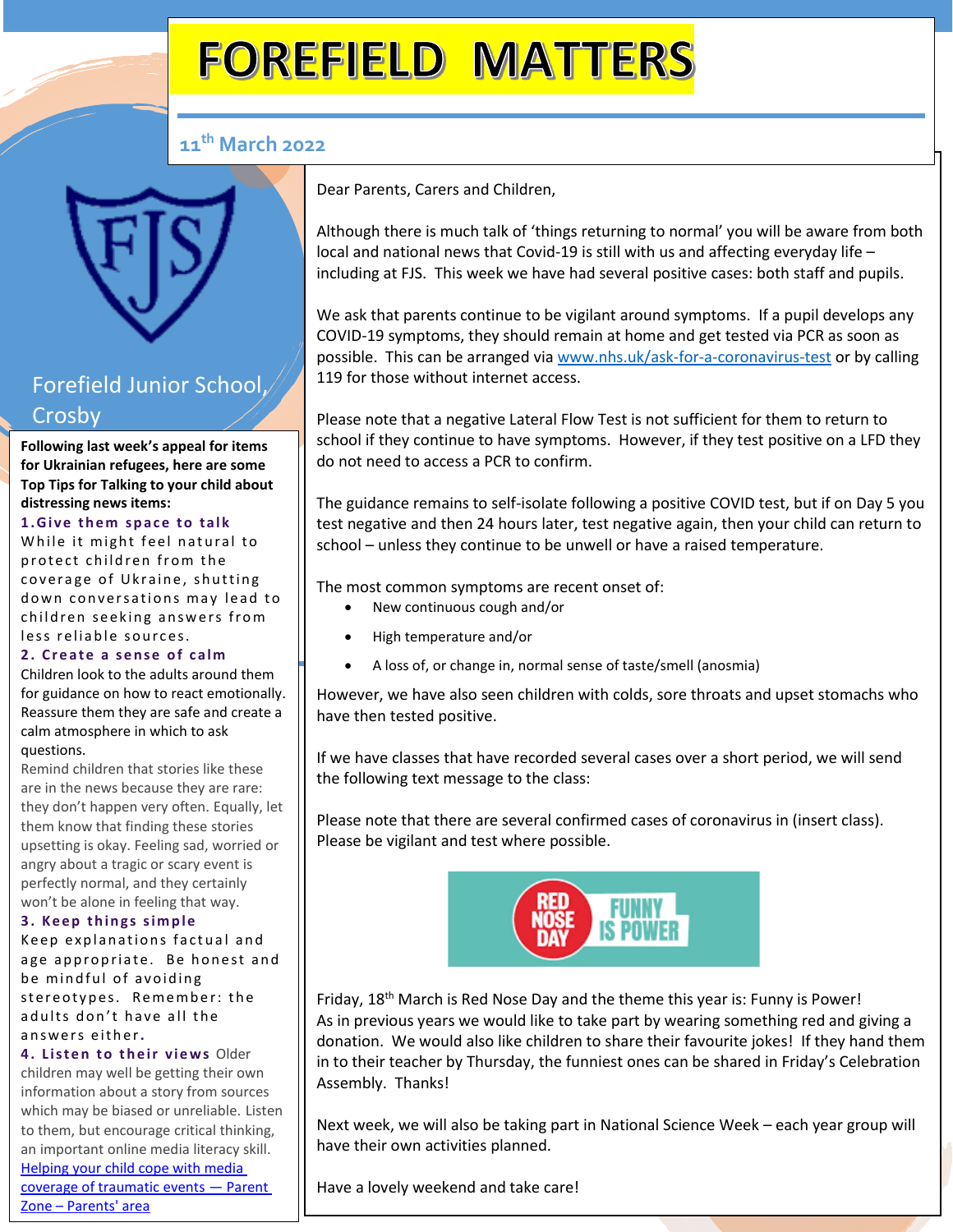# FOREFIELD MATTERS

11th March 2022

Forefield Junior School, Crosby

Dear Parents, Carers and Children,

Although there is much talk of 'things returning to normal' you will be aware from both local and national news that Covid-19 is still with us and affecting everyday life – including at FJS. This week we have had several positive cases: both staff and pupils.

We ask that parents continue to be vigilant around symptoms. If a pupil develops any COVID-19 symptoms, they should remain at home and get tested via PCR as soon as possible. This can be arranged via [www.nhs.uk/ask-for-a-coronavirus-test](www.nhs.uk/ask-for-a-coronavirus-test) or by calling 119 for those without internet access.

Please note that a negative Lateral Flow Test is not sufficient for them to return to school if they continue to have symptoms. However, if they test positive on a LFD they do not need to access a PCR to confirm.

The guidance remains to self-isolate following a positive COVID test, but if on Day 5 you test negative and then 24 hours later, test negative again, then your child can return to school – unless they continue to be unwell or have a raised temperature.

The most common symptoms are recent onset of:

- New continuous cough and/or
- High temperature and/or
- A loss of, or change in, normal sense of taste/smell (anosmia)

However, we have also seen children with colds, sore throats and upset stomachs who have then tested positive.

If we have classes that have recorded several cases over a short period, we will send the following text message to the class:

Please note that there are several confirmed cases of coronavirus in (insert class). Please be vigilant and test where possible.

RED NOSE DAY — FUNNY IS POWER

Friday, 18th March is Red Nose Day and the theme this year is: Funny is Power! As in previous years we would like to take part by wearing something red and giving a donation. We would also like children to share their favourite jokes! If they hand them in to their teacher by Thursday, the funniest ones can be shared in Friday's Celebration Assembly. Thanks!

Next week, we will also be taking part in National Science Week – each year group will have their own activities planned.

Have a lovely weekend and take care!

**Following last week's appeal for items for Ukrainian refugees, here are some Top Tips for Talking to your child about distressing news items:**

**1. Give them space to talk**
While it might feel natural to protect children from the coverage of Ukraine, shutting down conversations may lead to children seeking answers from less reliable sources.

**2. Create a sense of calm**
Children look to the adults around them for guidance on how to react emotionally. Reassure them they are safe and create a calm atmosphere in which to ask questions.
Remind children that stories like these are in the news because they are rare: they don't happen very often. Equally, let them know that finding these stories upsetting is okay. Feeling sad, worried or angry about a tragic or scary event is perfectly normal, and they certainly won't be alone in feeling that way.

**3. Keep things simple**
Keep explanations factual and age appropriate. Be honest and be mindful of avoiding stereotypes. Remember: the adults don't have all the answers either.

**4. Listen to their views** Older children may well be getting their own information about a story from sources which may be biased or unreliable. Listen to them, but encourage critical thinking, an important online media literacy skill.
[Helping your child cope with media coverage of traumatic events — Parent Zone – Parents' area]()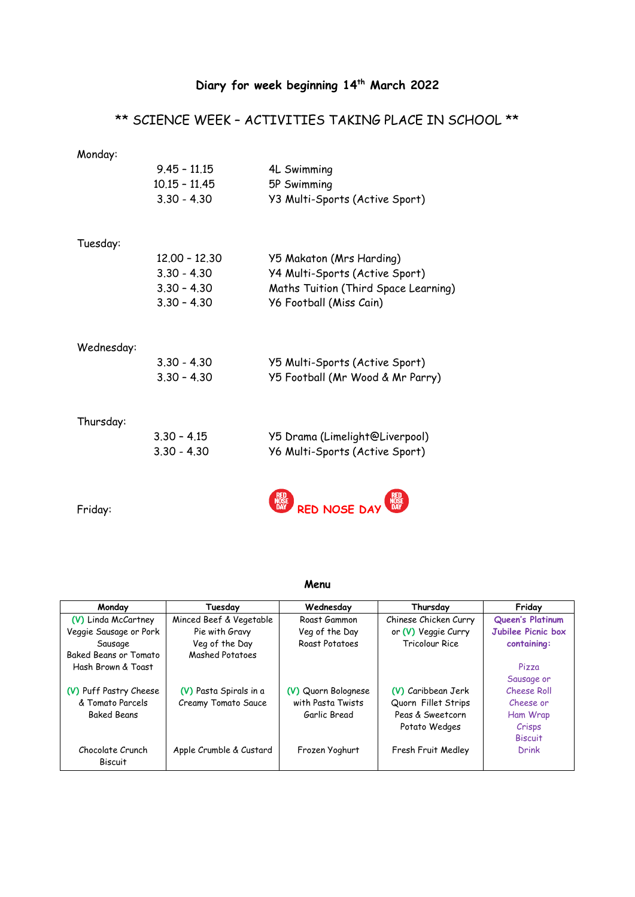# Diary for week beginning 14th March 2022

## ** SCIENCE WEEK – ACTIVITIES TAKING PLACE IN SCHOOL **

Monday:

| | | |
|---|---|---|
| | 9.45 – 11.15 | 4L Swimming |
| | 10.15 – 11.45 | 5P Swimming |
| | 3.30 - 4.30 | Y3 Multi-Sports (Active Sport) |

Tuesday:

| | | |
|---|---|---|
| | 12.00 – 12.30 | Y5 Makaton (Mrs Harding) |
| | 3.30 - 4.30 | Y4 Multi-Sports (Active Sport) |
| | 3.30 - 4.30 | Maths Tuition (Third Space Learning) |
| | 3.30 – 4.30 | Y6 Football (Miss Cain) |

Wednesday:

| | | |
|---|---|---|
| | 3.30 - 4.30 | Y5 Multi-Sports (Active Sport) |
| | 3.30 – 4.30 | Y5 Football (Mr Wood & Mr Parry) |

Thursday:

| | | |
|---|---|---|
| | 3.30 – 4.15 | Y5 Drama (Limelight@Liverpool) |
| | 3.30 - 4.30 | Y6 Multi-Sports (Active Sport) |

Friday: RED NOSE DAY

**Menu**

| Monday | Tuesday | Wednesday | Thursday | Friday |
|---|---|---|---|---|
| (V) Linda McCartney Veggie Sausage or Pork Sausage<br>Baked Beans or Tomato<br>Hash Brown & Toast | Minced Beef & Vegetable Pie with Gravy<br>Veg of the Day<br>Mashed Potatoes | Roast Gammon<br>Veg of the Day<br>Roast Potatoes | Chinese Chicken Curry or (V) Veggie Curry<br>Tricolour Rice | **Queen's Platinum Jubilee Picnic box containing:**<br><br>Pizza<br>Sausage or Cheese Roll<br>Cheese or Ham Wrap<br>Crisps<br>Biscuit<br>Drink |
| (V) Puff Pastry Cheese & Tomato Parcels<br>Baked Beans | (V) Pasta Spirals in a Creamy Tomato Sauce | (V) Quorn Bolognese with Pasta Twists<br>Garlic Bread | (V) Caribbean Jerk Quorn Fillet Strips<br>Peas & Sweetcorn<br>Potato Wedges | |
| Chocolate Crunch Biscuit | Apple Crumble & Custard | Frozen Yoghurt | Fresh Fruit Medley | |